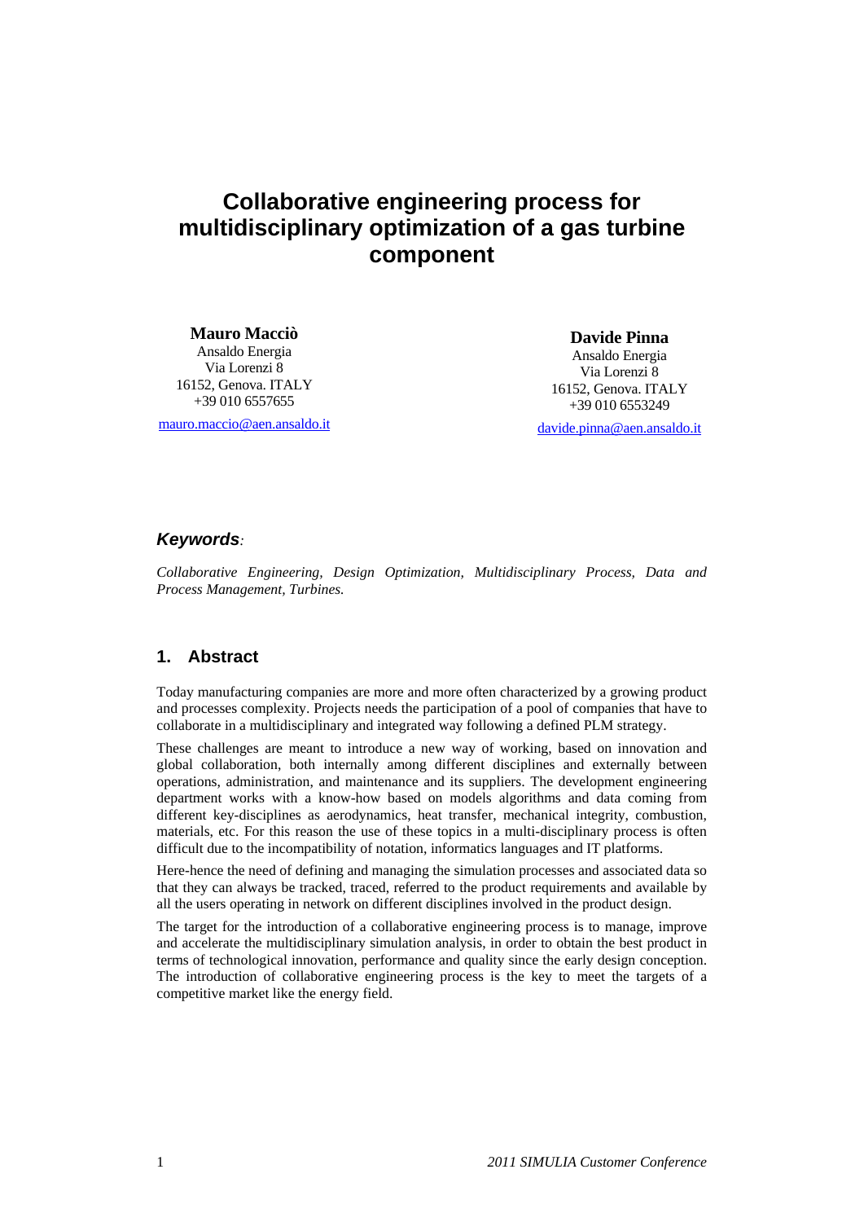# Collaborative engineering process for multidisciplinary optimization of a gas turbine component

**Mauro Macciò**
Ansaldo Energia
Via Lorenzi 8
16152, Genova. ITALY
+39 010 6557655
mauro.maccio@aen.ansaldo.it

**Davide Pinna**
Ansaldo Energia
Via Lorenzi 8
16152, Genova. ITALY
+39 010 6553249
davide.pinna@aen.ansaldo.it

### *Keywords:*

*Collaborative Engineering, Design Optimization, Multidisciplinary Process, Data and Process Management, Turbines.*

## 1. Abstract

Today manufacturing companies are more and more often characterized by a growing product and processes complexity. Projects needs the participation of a pool of companies that have to collaborate in a multidisciplinary and integrated way following a defined PLM strategy.

These challenges are meant to introduce a new way of working, based on innovation and global collaboration, both internally among different disciplines and externally between operations, administration, and maintenance and its suppliers. The development engineering department works with a know-how based on models algorithms and data coming from different key-disciplines as aerodynamics, heat transfer, mechanical integrity, combustion, materials, etc. For this reason the use of these topics in a multi-disciplinary process is often difficult due to the incompatibility of notation, informatics languages and IT platforms.

Here-hence the need of defining and managing the simulation processes and associated data so that they can always be tracked, traced, referred to the product requirements and available by all the users operating in network on different disciplines involved in the product design.

The target for the introduction of a collaborative engineering process is to manage, improve and accelerate the multidisciplinary simulation analysis, in order to obtain the best product in terms of technological innovation, performance and quality since the early design conception. The introduction of collaborative engineering process is the key to meet the targets of a competitive market like the energy field.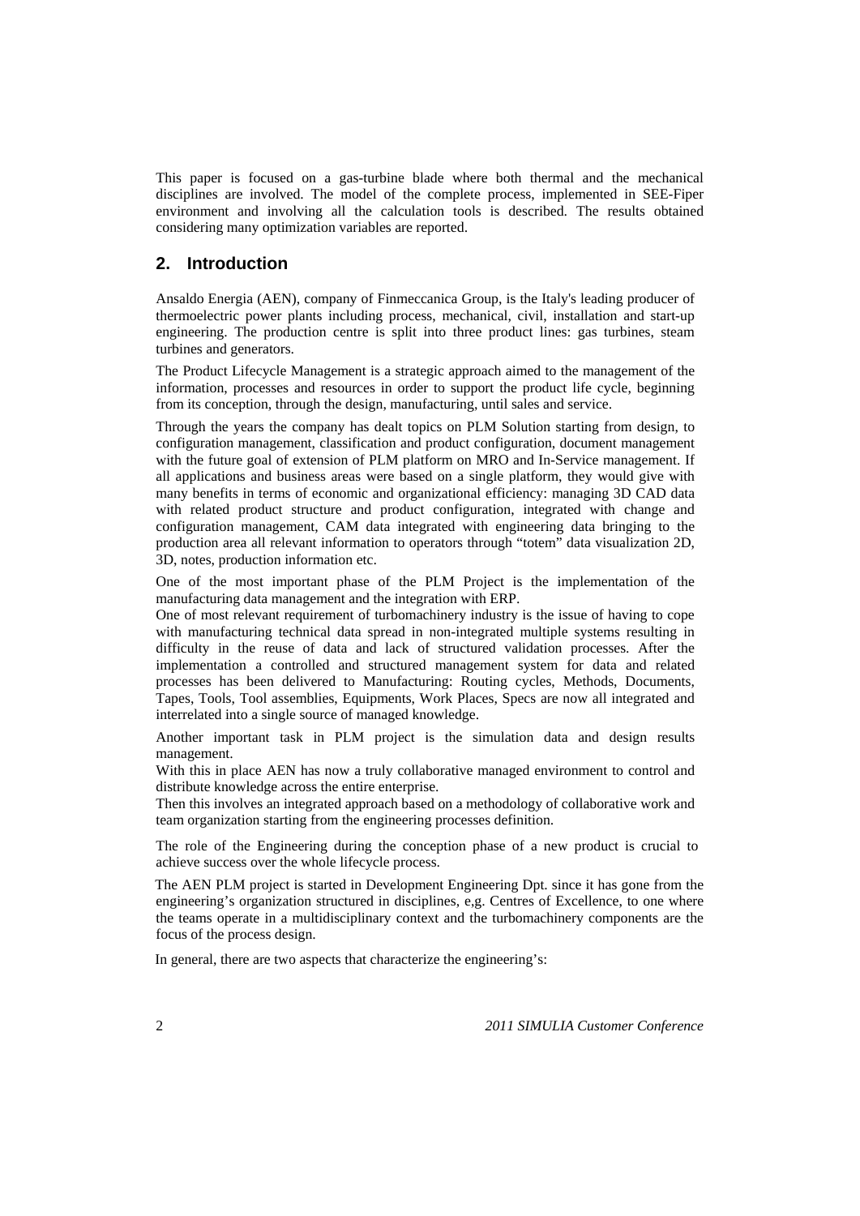This paper is focused on a gas-turbine blade where both thermal and the mechanical disciplines are involved. The model of the complete process, implemented in SEE-Fiper environment and involving all the calculation tools is described. The results obtained considering many optimization variables are reported.

## 2. Introduction

Ansaldo Energia (AEN), company of Finmeccanica Group, is the Italy's leading producer of thermoelectric power plants including process, mechanical, civil, installation and start-up engineering. The production centre is split into three product lines: gas turbines, steam turbines and generators.

The Product Lifecycle Management is a strategic approach aimed to the management of the information, processes and resources in order to support the product life cycle, beginning from its conception, through the design, manufacturing, until sales and service.

Through the years the company has dealt topics on PLM Solution starting from design, to configuration management, classification and product configuration, document management with the future goal of extension of PLM platform on MRO and In-Service management. If all applications and business areas were based on a single platform, they would give with many benefits in terms of economic and organizational efficiency: managing 3D CAD data with related product structure and product configuration, integrated with change and configuration management, CAM data integrated with engineering data bringing to the production area all relevant information to operators through "totem" data visualization 2D, 3D, notes, production information etc.

One of the most important phase of the PLM Project is the implementation of the manufacturing data management and the integration with ERP.
One of most relevant requirement of turbomachinery industry is the issue of having to cope with manufacturing technical data spread in non-integrated multiple systems resulting in difficulty in the reuse of data and lack of structured validation processes. After the implementation a controlled and structured management system for data and related processes has been delivered to Manufacturing: Routing cycles, Methods, Documents, Tapes, Tools, Tool assemblies, Equipments, Work Places, Specs are now all integrated and interrelated into a single source of managed knowledge.

Another important task in PLM project is the simulation data and design results management.
With this in place AEN has now a truly collaborative managed environment to control and distribute knowledge across the entire enterprise.
Then this involves an integrated approach based on a methodology of collaborative work and team organization starting from the engineering processes definition.

The role of the Engineering during the conception phase of a new product is crucial to achieve success over the whole lifecycle process.

The AEN PLM project is started in Development Engineering Dpt. since it has gone from the engineering's organization structured in disciplines, e,g. Centres of Excellence, to one where the teams operate in a multidisciplinary context and the turbomachinery components are the focus of the process design.

In general, there are two aspects that characterize the engineering's: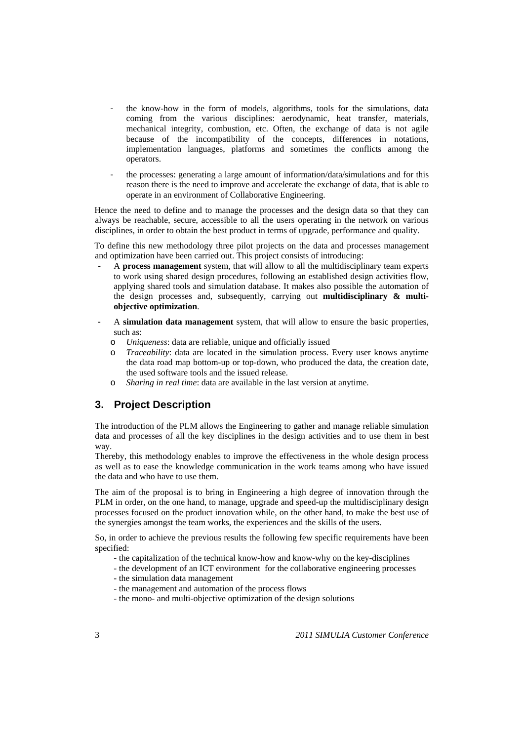- the know-how in the form of models, algorithms, tools for the simulations, data coming from the various disciplines: aerodynamic, heat transfer, materials, mechanical integrity, combustion, etc. Often, the exchange of data is not agile because of the incompatibility of the concepts, differences in notations, implementation languages, platforms and sometimes the conflicts among the operators.
- the processes: generating a large amount of information/data/simulations and for this reason there is the need to improve and accelerate the exchange of data, that is able to operate in an environment of Collaborative Engineering.

Hence the need to define and to manage the processes and the design data so that they can always be reachable, secure, accessible to all the users operating in the network on various disciplines, in order to obtain the best product in terms of upgrade, performance and quality.

To define this new methodology three pilot projects on the data and processes management and optimization have been carried out. This project consists of introducing:

- A **process management** system, that will allow to all the multidisciplinary team experts to work using shared design procedures, following an established design activities flow, applying shared tools and simulation database. It makes also possible the automation of the design processes and, subsequently, carrying out **multidisciplinary & multi-objective optimization**.
- A **simulation data management** system, that will allow to ensure the basic properties, such as:
    - *Uniqueness*: data are reliable, unique and officially issued
    - *Traceability*: data are located in the simulation process. Every user knows anytime the data road map bottom-up or top-down, who produced the data, the creation date, the used software tools and the issued release.
    - *Sharing in real time*: data are available in the last version at anytime.

## 3. Project Description

The introduction of the PLM allows the Engineering to gather and manage reliable simulation data and processes of all the key disciplines in the design activities and to use them in best way.
Thereby, this methodology enables to improve the effectiveness in the whole design process as well as to ease the knowledge communication in the work teams among who have issued the data and who have to use them.

The aim of the proposal is to bring in Engineering a high degree of innovation through the PLM in order, on the one hand, to manage, upgrade and speed-up the multidisciplinary design processes focused on the product innovation while, on the other hand, to make the best use of the synergies amongst the team works, the experiences and the skills of the users.

So, in order to achieve the previous results the following few specific requirements have been specified:

- the capitalization of the technical know-how and know-why on the key-disciplines
- the development of an ICT environment for the collaborative engineering processes
- the simulation data management
- the management and automation of the process flows
- the mono- and multi-objective optimization of the design solutions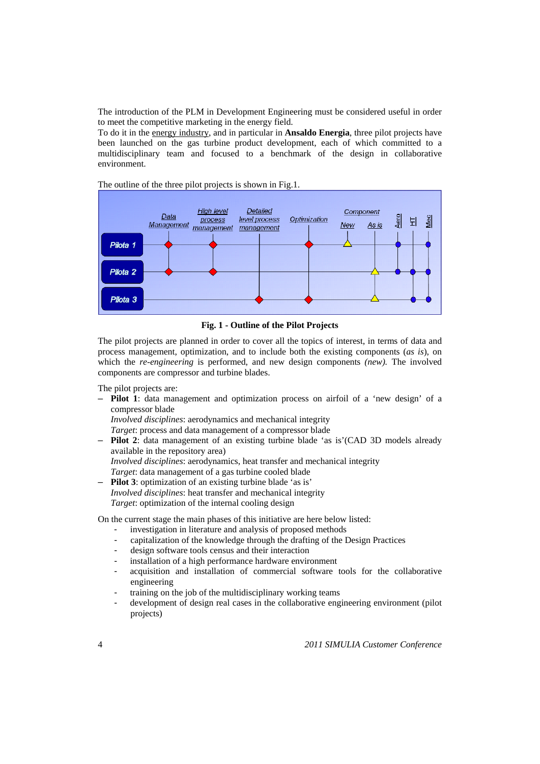The introduction of the PLM in Development Engineering must be considered useful in order to meet the competitive marketing in the energy field.
To do it in the energy industry, and in particular in **Ansaldo Energia**, three pilot projects have been launched on the gas turbine product development, each of which committed to a multidisciplinary team and focused to a benchmark of the design in collaborative environment.

The outline of the three pilot projects is shown in Fig.1.

**Fig. 1 - Outline of the Pilot Projects**

The pilot projects are planned in order to cover all the topics of interest, in terms of data and process management, optimization, and to include both the existing components (*as is*), on which the *re-engineering* is performed, and new design components *(new).* The involved components are compressor and turbine blades.

The pilot projects are:

- **Pilot 1**: data management and optimization process on airfoil of a 'new design' of a compressor blade
  *Involved disciplines*: aerodynamics and mechanical integrity
  *Target*: process and data management of a compressor blade
- **Pilot 2**: data management of an existing turbine blade 'as is'(CAD 3D models already available in the repository area)
  *Involved disciplines*: aerodynamics, heat transfer and mechanical integrity
  *Target*: data management of a gas turbine cooled blade
- **Pilot 3**: optimization of an existing turbine blade 'as is'
  *Involved disciplines*: heat transfer and mechanical integrity
  *Target*: optimization of the internal cooling design

On the current stage the main phases of this initiative are here below listed:

- investigation in literature and analysis of proposed methods
- capitalization of the knowledge through the drafting of the Design Practices
- design software tools census and their interaction
- installation of a high performance hardware environment
- acquisition and installation of commercial software tools for the collaborative engineering
- training on the job of the multidisciplinary working teams
- development of design real cases in the collaborative engineering environment (pilot projects)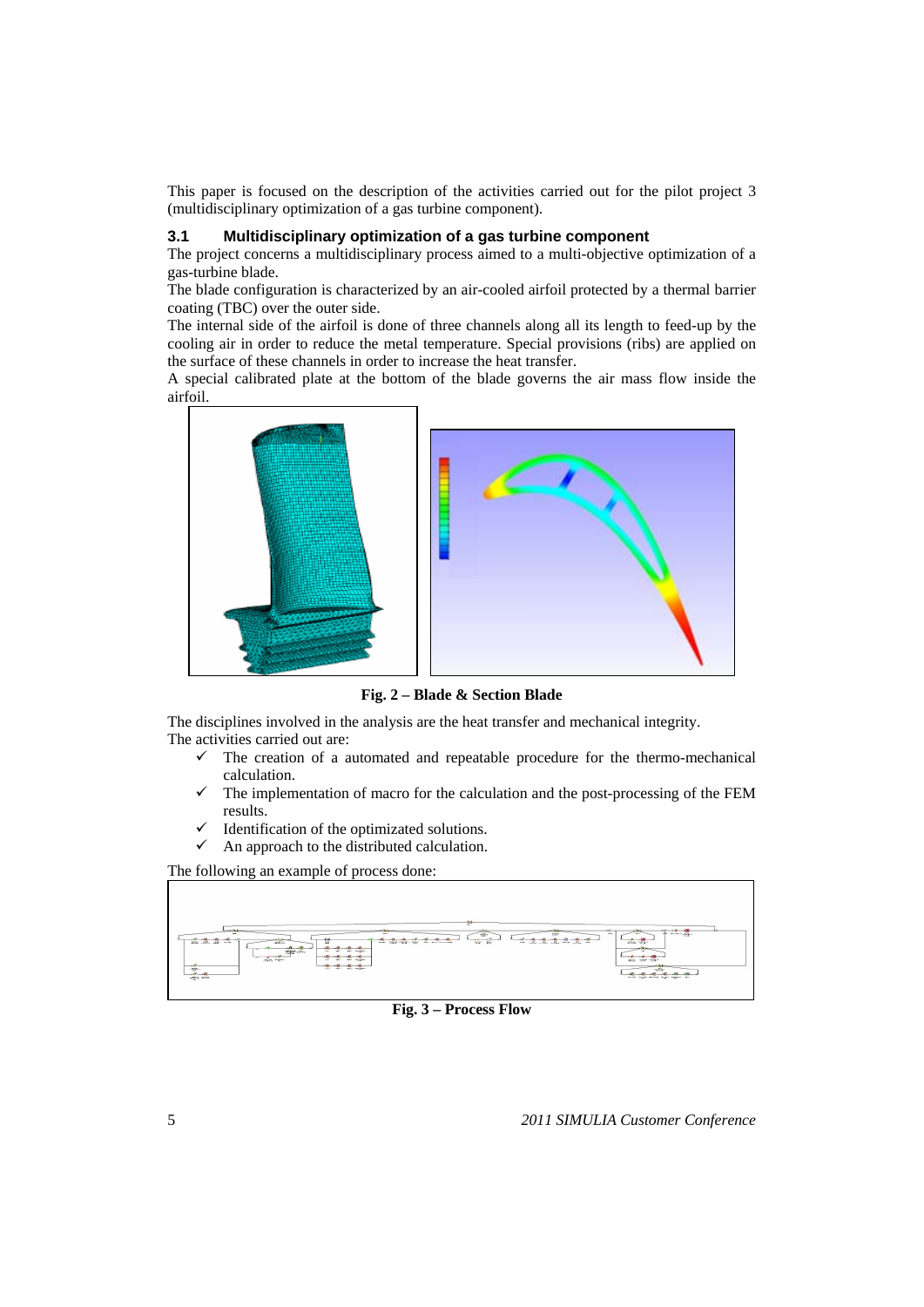This paper is focused on the description of the activities carried out for the pilot project 3 (multidisciplinary optimization of a gas turbine component).

### 3.1 Multidisciplinary optimization of a gas turbine component

The project concerns a multidisciplinary process aimed to a multi-objective optimization of a gas-turbine blade.

The blade configuration is characterized by an air-cooled airfoil protected by a thermal barrier coating (TBC) over the outer side.

The internal side of the airfoil is done of three channels along all its length to feed-up by the cooling air in order to reduce the metal temperature. Special provisions (ribs) are applied on the surface of these channels in order to increase the heat transfer.

A special calibrated plate at the bottom of the blade governs the air mass flow inside the airfoil.

**Fig. 2 – Blade & Section Blade**

The disciplines involved in the analysis are the heat transfer and mechanical integrity.

The activities carried out are:

- ✓ The creation of a automated and repeatable procedure for the thermo-mechanical calculation.
- ✓ The implementation of macro for the calculation and the post-processing of the FEM results.
- ✓ Identification of the optimizated solutions.
- ✓ An approach to the distributed calculation.

The following an example of process done:

**Fig. 3 – Process Flow**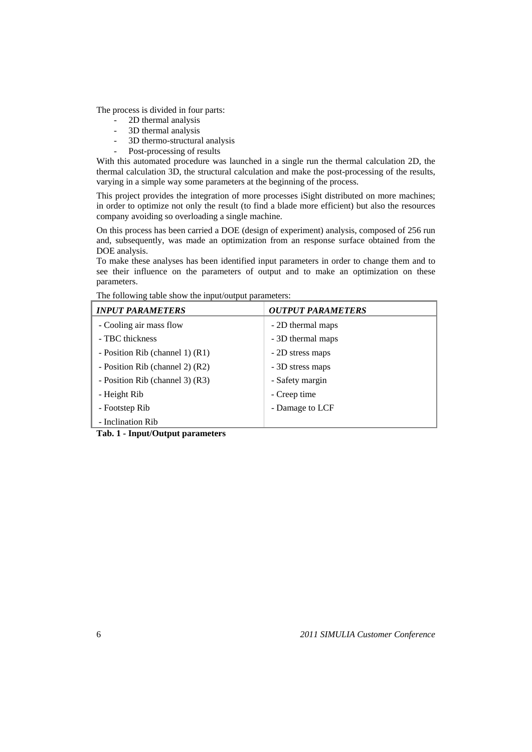The process is divided in four parts:

- 2D thermal analysis
- 3D thermal analysis
- 3D thermo-structural analysis
- Post-processing of results

With this automated procedure was launched in a single run the thermal calculation 2D, the thermal calculation 3D, the structural calculation and make the post-processing of the results, varying in a simple way some parameters at the beginning of the process.

This project provides the integration of more processes iSight distributed on more machines; in order to optimize not only the result (to find a blade more efficient) but also the resources company avoiding so overloading a single machine.

On this process has been carried a DOE (design of experiment) analysis, composed of 256 run and, subsequently, was made an optimization from an response surface obtained from the DOE analysis.
To make these analyses has been identified input parameters in order to change them and to see their influence on the parameters of output and to make an optimization on these parameters.

The following table show the input/output parameters:

| ***INPUT PARAMETERS*** | ***OUTPUT PARAMETERS*** |
|---|---|
| - Cooling air mass flow | - 2D thermal maps |
| - TBC thickness | - 3D thermal maps |
| - Position Rib (channel 1) (R1) | - 2D stress maps |
| - Position Rib (channel 2) (R2) | - 3D stress maps |
| - Position Rib (channel 3) (R3) | - Safety margin |
| - Height Rib | - Creep time |
| - Footstep Rib | - Damage to LCF |
| - Inclination Rib | |

**Tab. 1 - Input/Output parameters**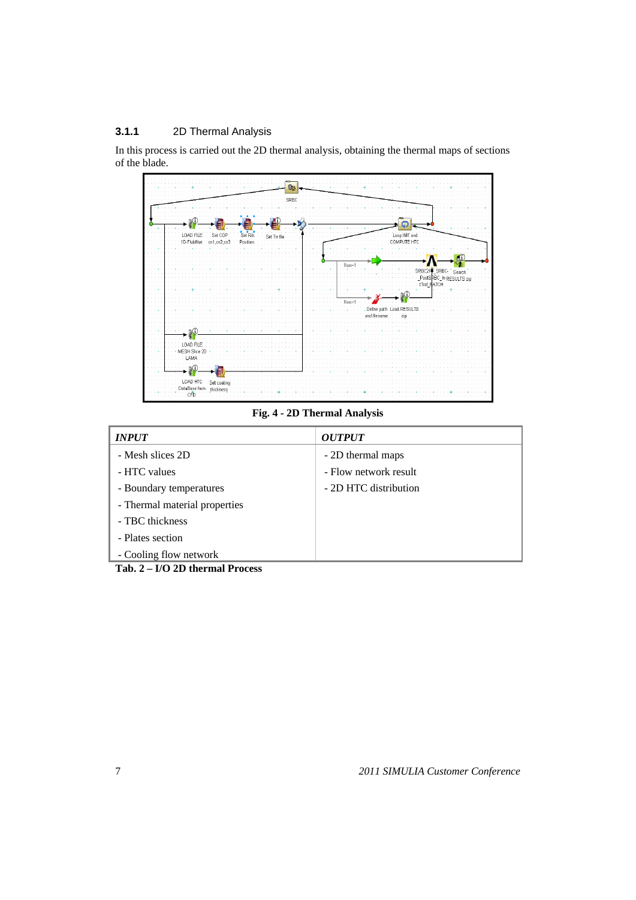### 3.1.1 2D Thermal Analysis

In this process is carried out the 2D thermal analysis, obtaining the thermal maps of sections of the blade.

Fig. 4 - 2D Thermal Analysis

| *INPUT* | *OUTPUT* |
|---|---|
| - Mesh slices 2D | - 2D thermal maps |
| - HTC values | - Flow network result |
| - Boundary temperatures | - 2D HTC distribution |
| - Thermal material properties | |
| - TBC thickness | |
| - Plates section | |
| - Cooling flow network | |

**Tab. 2 – I/O 2D thermal Process**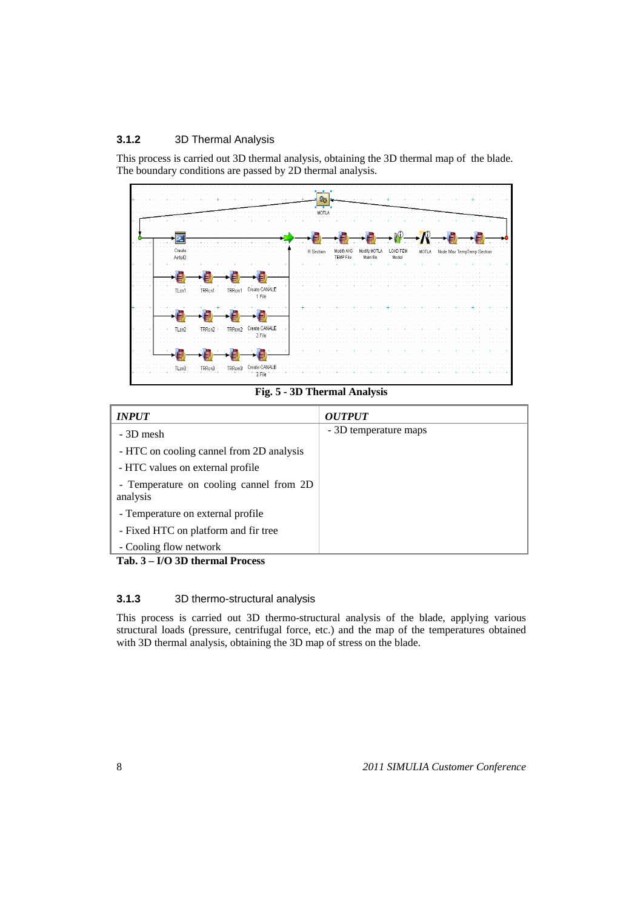### 3.1.2 3D Thermal Analysis

This process is carried out 3D thermal analysis, obtaining the 3D thermal map of the blade. The boundary conditions are passed by 2D thermal analysis.

**Fig. 5 - 3D Thermal Analysis**

| *INPUT* | *OUTPUT* |
|---|---|
| - 3D mesh<br>- HTC on cooling cannel from 2D analysis<br>- HTC values on external profile<br>- Temperature on cooling cannel from 2D analysis<br>- Temperature on external profile<br>- Fixed HTC on platform and fir tree<br>- Cooling flow network | - 3D temperature maps |

**Tab. 3 – I/O 3D thermal Process**

### 3.1.3 3D thermo-structural analysis

This process is carried out 3D thermo-structural analysis of the blade, applying various structural loads (pressure, centrifugal force, etc.) and the map of the temperatures obtained with 3D thermal analysis, obtaining the 3D map of stress on the blade.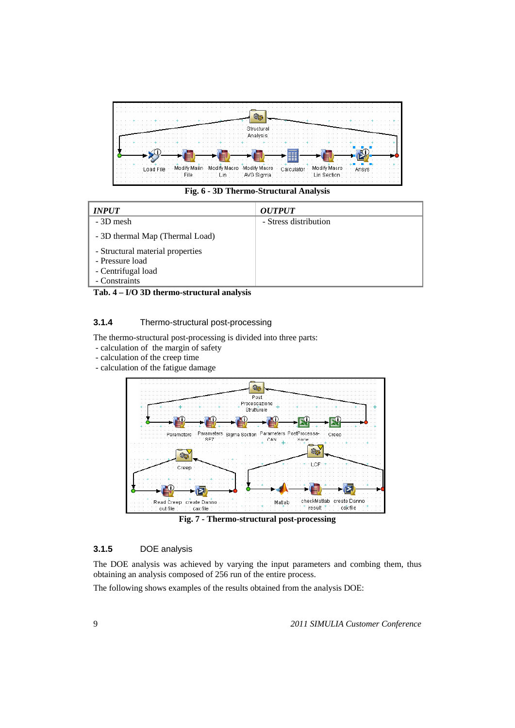Fig. 6 - 3D Thermo-Structural Analysis

| *INPUT* | *OUTPUT* |
|---|---|
| - 3D mesh<br>- 3D thermal Map (Thermal Load)<br>- Structural material properties<br>- Pressure load<br>- Centrifugal load<br>- Constraints | - Stress distribution |

**Tab. 4 – I/O 3D thermo-structural analysis**

### 3.1.4 Thermo-structural post-processing

The thermo-structural post-processing is divided into three parts:

- calculation of the margin of safety
- calculation of the creep time
- calculation of the fatigue damage

Fig. 7 - Thermo-structural post-processing

### 3.1.5 DOE analysis

The DOE analysis was achieved by varying the input parameters and combing them, thus obtaining an analysis composed of 256 run of the entire process.

The following shows examples of the results obtained from the analysis DOE: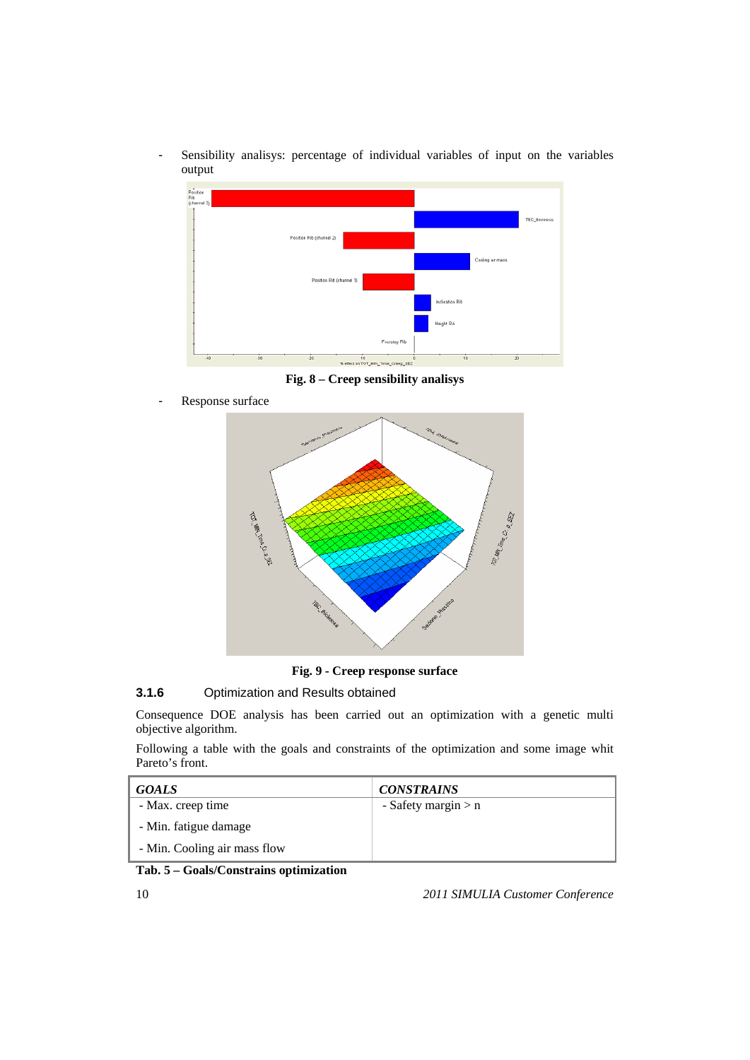- Sensibility analisys: percentage of individual variables of input on the variables output

**Fig. 8 – Creep sensibility analisys**

- Response surface

**Fig. 9 - Creep response surface**

### 3.1.6 Optimization and Results obtained

Consequence DOE analysis has been carried out an optimization with a genetic multi objective algorithm.

Following a table with the goals and constraints of the optimization and some image whit Pareto's front.

| *GOALS* | *CONSTRAINS* |
|---|---|
| - Max. creep time | - Safety margin > n |
| - Min. fatigue damage | |
| - Min. Cooling air mass flow | |

**Tab. 5 – Goals/Constrains optimization**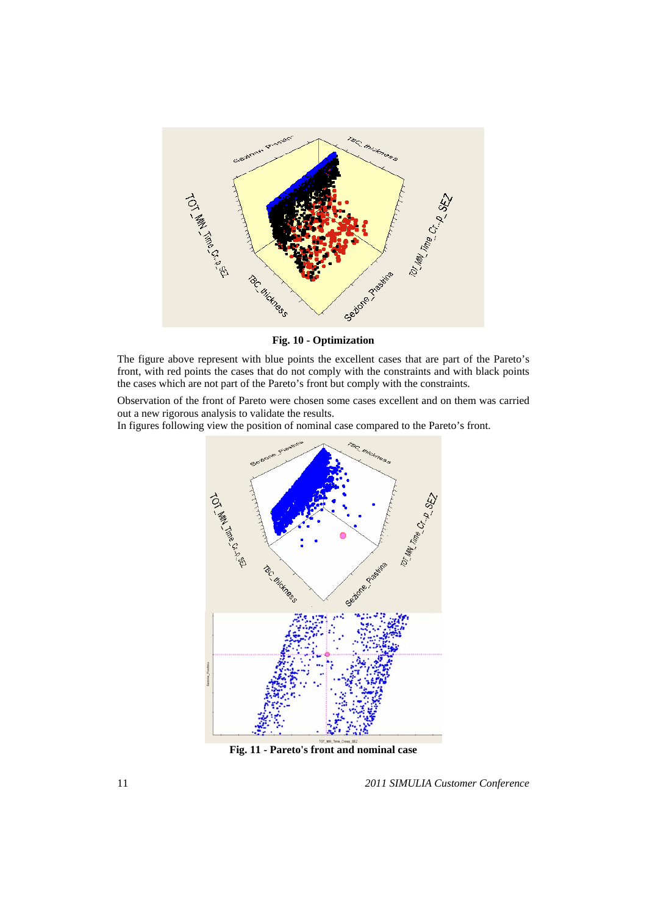**Fig. 10 - Optimization**

The figure above represent with blue points the excellent cases that are part of the Pareto's front, with red points the cases that do not comply with the constraints and with black points the cases which are not part of the Pareto's front but comply with the constraints.

Observation of the front of Pareto were chosen some cases excellent and on them was carried out a new rigorous analysis to validate the results.
In figures following view the position of nominal case compared to the Pareto's front.

**Fig. 11 - Pareto's front and nominal case**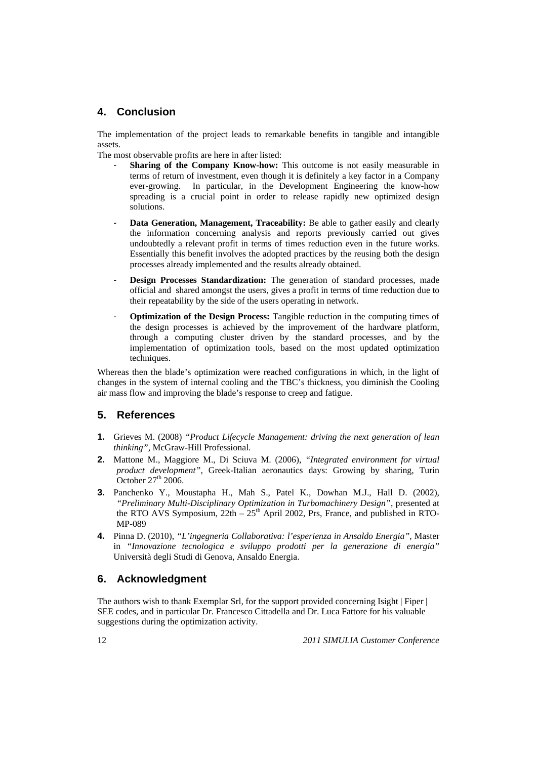## 4. Conclusion

The implementation of the project leads to remarkable benefits in tangible and intangible assets.

The most observable profits are here in after listed:

- **Sharing of the Company Know-how:** This outcome is not easily measurable in terms of return of investment, even though it is definitely a key factor in a Company ever-growing. In particular, in the Development Engineering the know-how spreading is a crucial point in order to release rapidly new optimized design solutions.
- **Data Generation, Management, Traceability:** Be able to gather easily and clearly the information concerning analysis and reports previously carried out gives undoubtedly a relevant profit in terms of times reduction even in the future works. Essentially this benefit involves the adopted practices by the reusing both the design processes already implemented and the results already obtained.
- **Design Processes Standardization:** The generation of standard processes, made official and shared amongst the users, gives a profit in terms of time reduction due to their repeatability by the side of the users operating in network.
- **Optimization of the Design Process:** Tangible reduction in the computing times of the design processes is achieved by the improvement of the hardware platform, through a computing cluster driven by the standard processes, and by the implementation of optimization tools, based on the most updated optimization techniques.

Whereas then the blade's optimization were reached configurations in which, in the light of changes in the system of internal cooling and the TBC's thickness, you diminish the Cooling air mass flow and improving the blade's response to creep and fatigue.

## 5. References

1. Grieves M. (2008) *"Product Lifecycle Management: driving the next generation of lean thinking"*, McGraw-Hill Professional.
2. Mattone M., Maggiore M., Di Sciuva M. (2006), *"Integrated environment for virtual product development"*, Greek-Italian aeronautics days: Growing by sharing, Turin October 27th 2006.
3. Panchenko Y., Moustapha H., Mah S., Patel K., Dowhan M.J., Hall D. (2002), *"Preliminary Multi-Disciplinary Optimization in Turbomachinery Design"*, presented at the RTO AVS Symposium, 22th – 25th April 2002, Prs, France, and published in RTO-MP-089
4. Pinna D. (2010), *"L'ingegneria Collaborativa: l'esperienza in Ansaldo Energia"*, Master in *"Innovazione tecnologica e sviluppo prodotti per la generazione di energia"* Università degli Studi di Genova, Ansaldo Energia.

## 6. Acknowledgment

The authors wish to thank Exemplar Srl, for the support provided concerning Isight | Fiper | SEE codes, and in particular Dr. Francesco Cittadella and Dr. Luca Fattore for his valuable suggestions during the optimization activity.